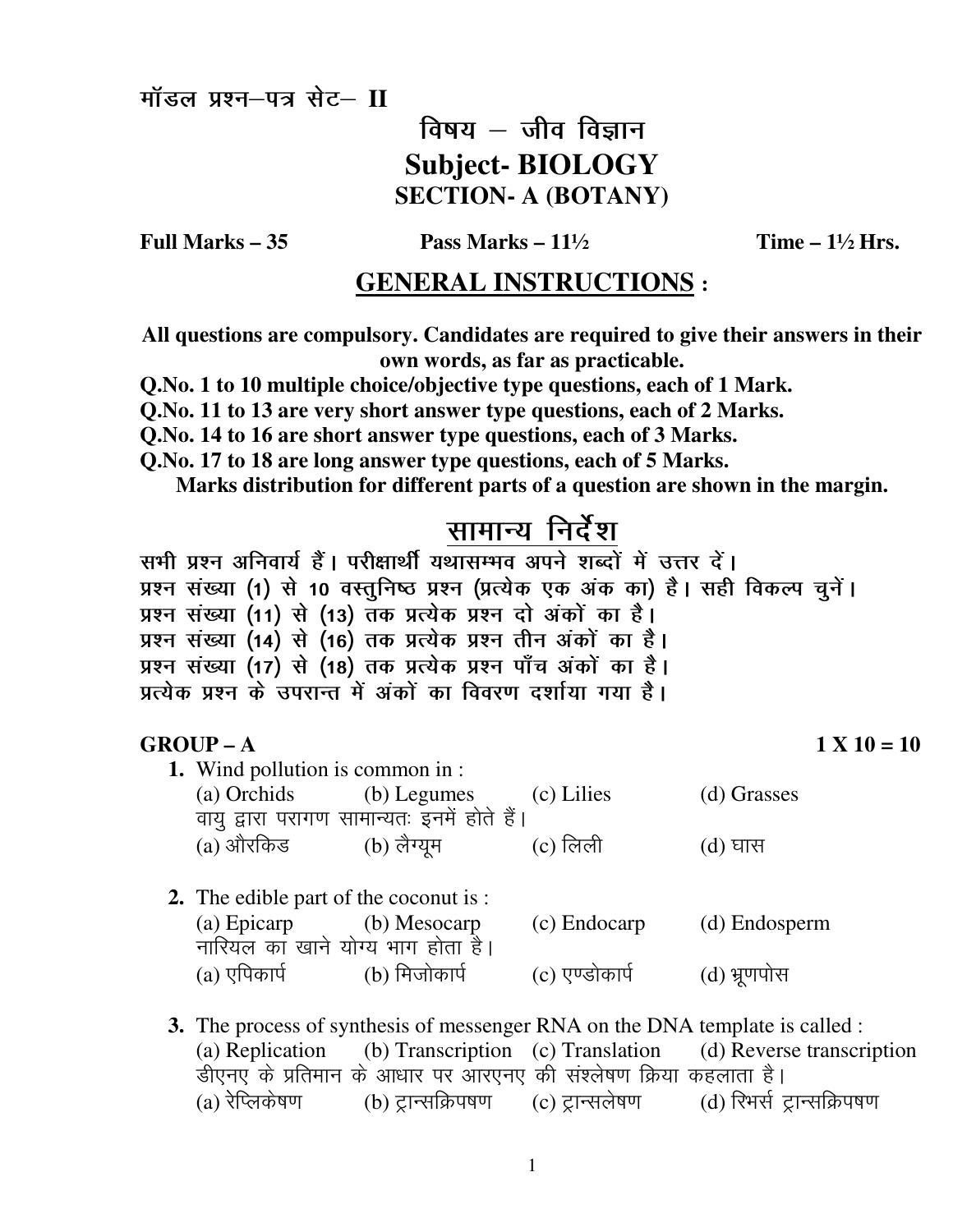मॉडल प्रश्न–पत्र सेट– II

# विषय – जीव विज्ञान
# Subject- BIOLOGY
## SECTION- A (BOTANY)

**Full Marks – 35** **Pass Marks – 11½** **Time – 1½ Hrs.**

## GENERAL INSTRUCTIONS :

**All questions are compulsory. Candidates are required to give their answers in their own words, as far as practicable.**

**Q.No. 1 to 10 multiple choice/objective type questions, each of 1 Mark.**

**Q.No. 11 to 13 are very short answer type questions, each of 2 Marks.**

**Q.No. 14 to 16 are short answer type questions, each of 3 Marks.**

**Q.No. 17 to 18 are long answer type questions, each of 5 Marks.**

**Marks distribution for different parts of a question are shown in the margin.**

## सामान्य निर्देश

सभी प्रश्न अनिवार्य हैं। परीक्षार्थी यथासम्भव अपने शब्दों में उत्तर दें।
प्रश्न संख्या (1) से 10 वस्तुनिष्ठ प्रश्न (प्रत्येक एक अंक का) है। सही विकल्प चुनें।
प्रश्न संख्या (11) से (13) तक प्रत्येक प्रश्न दो अंकों का है।
प्रश्न संख्या (14) से (16) तक प्रत्येक प्रश्न तीन अंकों का है।
प्रश्न संख्या (17) से (18) तक प्रत्येक प्रश्न पाँच अंकों का है।
प्रत्येक प्रश्न के उपरान्त में अंकों का विवरण दर्शाया गया है।

### GROUP – A **1 X 10 = 10**

**1.** Wind pollution is common in :
(a) Orchids (b) Legumes (c) Lilies (d) Grasses
वायु द्वारा परागण सामान्यतः इनमें होते हैं।
(a) औरकिड (b) लैग्यूम (c) लिली (d) घास

**2.** The edible part of the coconut is :
(a) Epicarp (b) Mesocarp (c) Endocarp (d) Endosperm
नारियल का खाने योग्य भाग होता है।
(a) एपिकार्प (b) मिजोकार्प (c) एण्डोकार्प (d) भ्रूणपोस

**3.** The process of synthesis of messenger RNA on the DNA template is called :
(a) Replication (b) Transcription (c) Translation (d) Reverse transcription
डीएनए के प्रतिमान के आधार पर आरएनए की संश्लेषण क्रिया कहलाता है।
(a) रेप्लिकेषण (b) ट्रान्सक्रिपषण (c) ट्रान्सलेषण (d) रिभर्स ट्रान्सक्रिपषण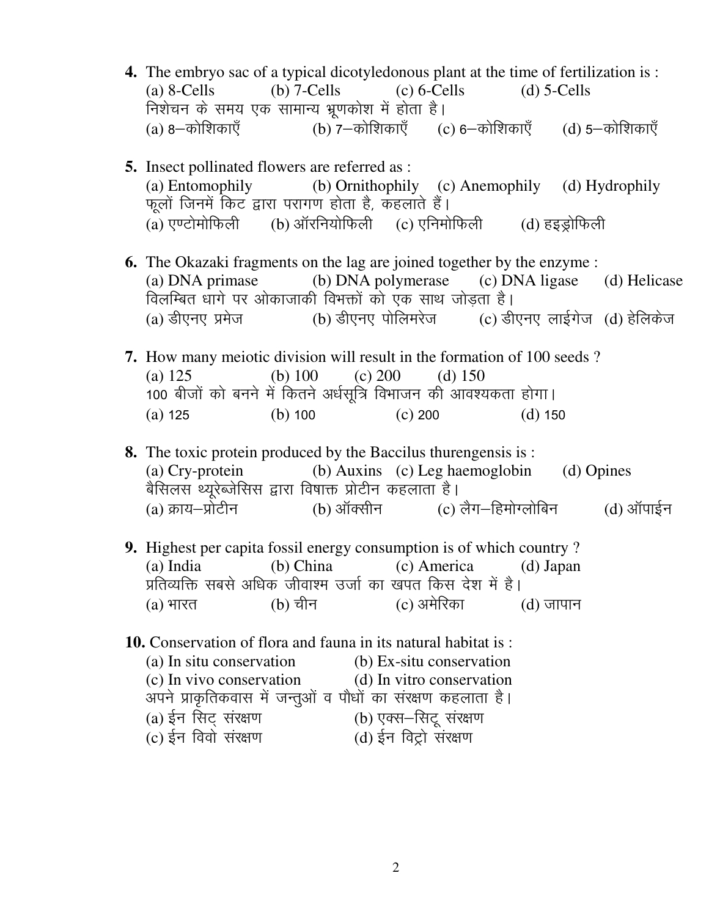**4.** The embryo sac of a typical dicotyledonous plant at the time of fertilization is :
(a) 8-Cells (b) 7-Cells (c) 6-Cells (d) 5-Cells
निशेचन के समय एक सामान्य भ्रूणकोश में होता है।
(a) 8–कोशिकाएँ (b) 7–कोशिकाएँ (c) 6–कोशिकाएँ (d) 5–कोशिकाएँ

**5.** Insect pollinated flowers are referred as :
(a) Entomophily (b) Ornithophily (c) Anemophily (d) Hydrophily
फूलों जिनमें किट द्वारा परागण होता है, कहलाते हैं।
(a) एण्टोमोफिली (b) ऑरनियोफिली (c) एनिमोफिली (d) हइड्रोफिली

**6.** The Okazaki fragments on the lag are joined together by the enzyme :
(a) DNA primase (b) DNA polymerase (c) DNA ligase (d) Helicase
विलम्बित धागे पर ओकाजाकी विभक्तों को एक साथ जोड़ता है।
(a) डीएनए प्रमेज (b) डीएनए पोलिमरेज (c) डीएनए लाईगेज (d) हेलिकेज

**7.** How many meiotic division will result in the formation of 100 seeds ?
(a) 125 (b) 100 (c) 200 (d) 150
100 बीजों को बनने में कितने अर्धसूत्रि विभाजन की आवश्यकता होगा।
(a) 125 (b) 100 (c) 200 (d) 150

**8.** The toxic protein produced by the Baccilus thurengensis is :
(a) Cry-protein (b) Auxins (c) Leg haemoglobin (d) Opines
बैसिलस थ्यूरेब्जेसिस द्वारा विषाक्त प्रोटीन कहलाता है।
(a) क्राय–प्रोटीन (b) ऑक्सीन (c) लैग–हिमोग्लोबिन (d) ऑपाईन

**9.** Highest per capita fossil energy consumption is of which country ?
(a) India (b) China (c) America (d) Japan
प्रतिव्यक्ति सबसे अधिक जीवाश्म उर्जा का खपत किस देश में है।
(a) भारत (b) चीन (c) अमेरिका (d) जापान

**10.** Conservation of flora and fauna in its natural habitat is :
(a) In situ conservation (b) Ex-situ conservation
(c) In vivo conservation (d) In vitro conservation
अपने प्राकृतिकवास में जन्तुओं व पौधों का संरक्षण कहलाता है।
(a) ईन सिट् संरक्षण (b) एक्स–सिटू संरक्षण
(c) ईन विवो संरक्षण (d) ईन विट्रो संरक्षण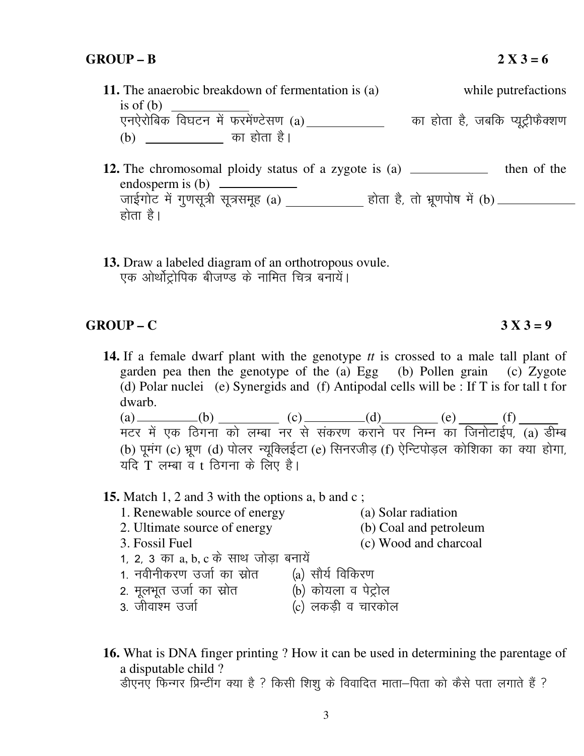## GROUP – B  2 X 3 = 6

**11.** The anaerobic breakdown of fermentation is (a) ____________ while putrefactions is of (b) ____________

एनऐरोबिक विघटन में फरमेंण्टेसण (a) ____________ का होता है, जबकि प्यूट्रीफैक्शण (b) ____________ का होता है।

**12.** The chromosomal ploidy status of a zygote is (a) ____________ then of the endosperm is (b) ____________

जाईगोट में गुणसूत्री सूत्रसमूह (a) ____________ होता है, तो भ्रूणपोष में (b) ____________ होता है।

**13.** Draw a labeled diagram of an orthotropous ovule.

एक ओर्थोट्रोपिक बीजण्ड के नामित चित्र बनायें।

## GROUP – C  3 X 3 = 9

**14.** If a female dwarf plant with the genotype *tt* is crossed to a male tall plant of garden pea then the genotype of the (a) Egg (b) Pollen grain (c) Zygote (d) Polar nuclei (e) Synergids and (f) Antipodal cells will be : If T is for tall t for dwarb.

(a) __________ (b) __________ (c) __________ (d) __________ (e) ______ (f) ______

मटर में एक ठिगना को लम्बा नर से संकरण कराने पर निम्न का जिनोटाईप, (a) डीम्ब (b) पूमंग (c) भ्रूण (d) पोलर न्यूक्लिईटा (e) सिनरजीड़ (f) ऐन्टिपोड़ल कोशिका का क्या होगा, यदि T लम्बा व t ठिगना के लिए है।

**15.** Match 1, 2 and 3 with the options a, b and c ;

| | |
|---|---|
| 1. Renewable source of energy | (a) Solar radiation |
| 2. Ultimate source of energy | (b) Coal and petroleum |
| 3. Fossil Fuel | (c) Wood and charcoal |

1, 2, 3 का a, b, c के साथ जोड़ा बनायें

| | |
|---|---|
| 1. नवीनीकरण उर्जा का स्रोत | (a) सौर्य विकिरण |
| 2. मूलभूत उर्जा का स्रोत | (b) कोयला व पेट्रोल |
| 3. जीवाश्म उर्जा | (c) लकड़ी व चारकोल |

**16.** What is DNA finger printing ? How it can be used in determining the parentage of a disputable child ?

डीएनए फिन्गर प्रिन्टींग क्या है ? किसी शिशु के विवादित माता–पिता को कैसे पता लगाते हैं ?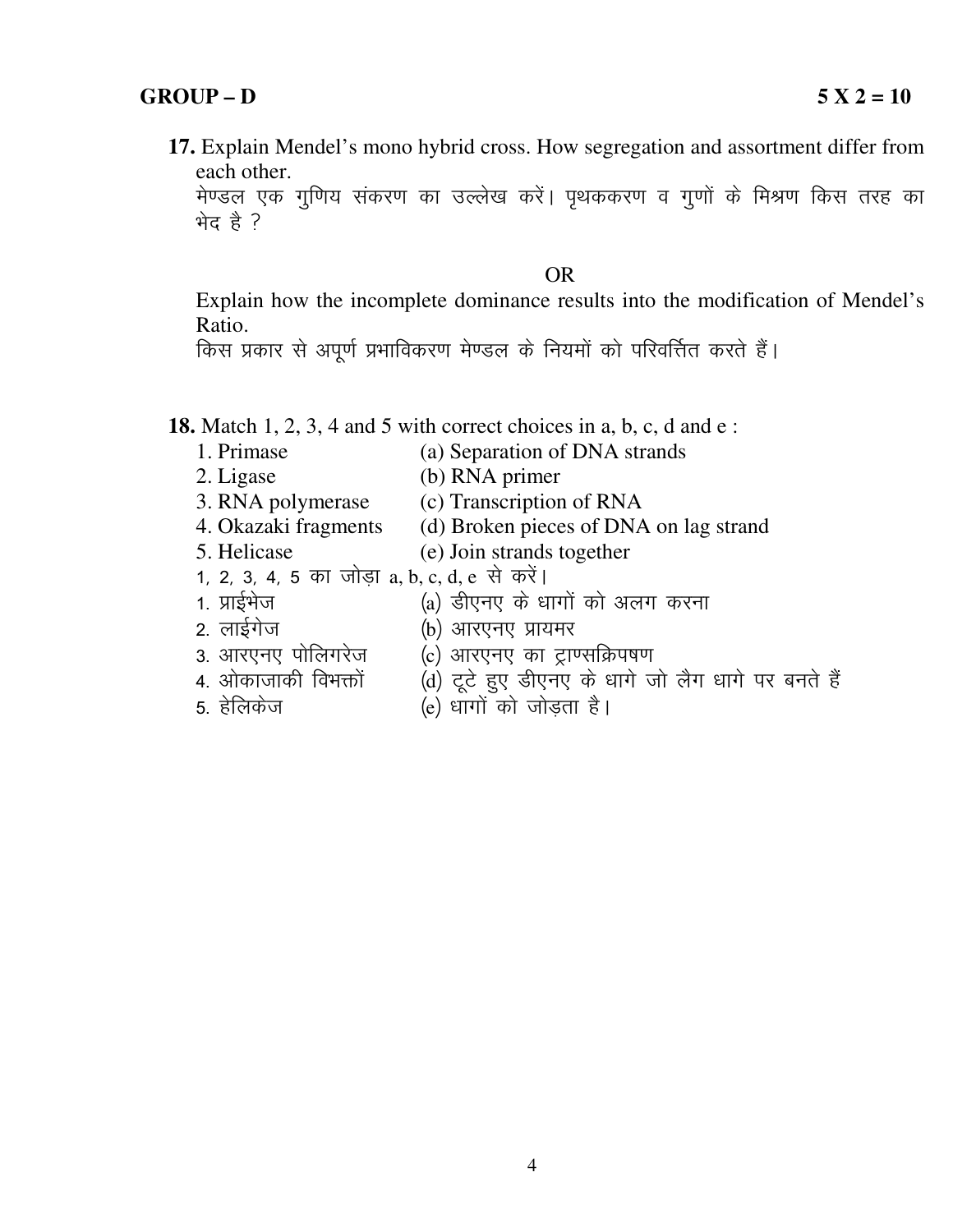**GROUP – D** **5 X 2 = 10**

**17.** Explain Mendel's mono hybrid cross. How segregation and assortment differ from each other.

मेण्डल एक गुणिय संकरण का उल्लेख करें। पृथककरण व गुणों के मिश्रण किस तरह का भेद है ?

OR

Explain how the incomplete dominance results into the modification of Mendel's Ratio.

किस प्रकार से अपूर्ण प्रभाविकरण मेण्डल के नियमों को परिवर्त्तित करते हैं।

**18.** Match 1, 2, 3, 4 and 5 with correct choices in a, b, c, d and e :

| | |
|---|---|
| 1. Primase | (a) Separation of DNA strands |
| 2. Ligase | (b) RNA primer |
| 3. RNA polymerase | (c) Transcription of RNA |
| 4. Okazaki fragments | (d) Broken pieces of DNA on lag strand |
| 5. Helicase | (e) Join strands together |

1, 2, 3, 4, 5 का जोड़ा a, b, c, d, e से करें।

| | |
|---|---|
| 1. प्राईभेज | (a) डीएनए के धागों को अलग करना |
| 2. लाईगेज | (b) आरएनए प्रायमर |
| 3. आरएनए पोलिगरेज | (c) आरएनए का ट्राण्सक्रिपषण |
| 4. ओकाजाकी विभक्तों | (d) टूटे हुए डीएनए के धागे जो लैग धागे पर बनते हैं |
| 5. हेलिकेज | (e) धागों को जोड़ता है। |